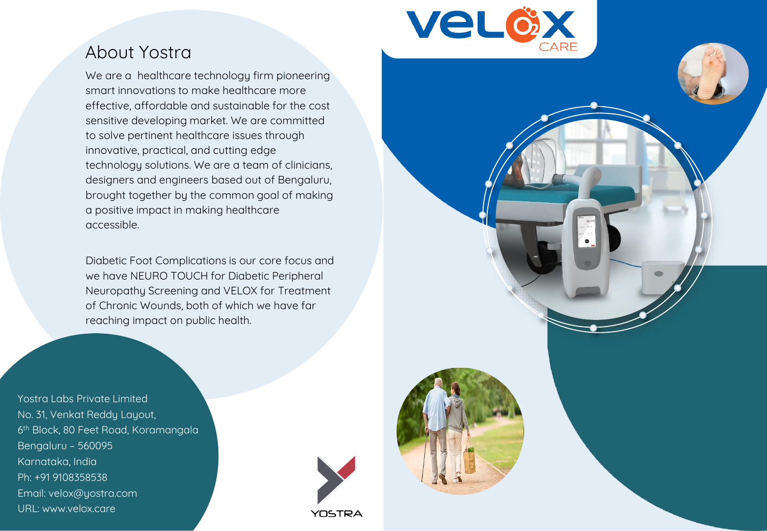# About Yostra

We are a healthcare technology firm pioneering smart innovations to make healthcare more effective, affordable and sustainable for the cost sensitive developing market. We are committed to solve pertinent healthcare issues through innovative, practical, and cutting edge technology solutions. We are a team of clinicians, designers and engineers based out of Bengaluru, brought together by the common goal of making a positive impact in making healthcare accessible.

Diabetic Foot Complications is our core focus and we have NEURO TOUCH for Diabetic Peripheral Neuropathy Screening and VELOX for Treatment of Chronic Wounds, both of which we have far reaching impact on public health.

Yostra Labs Private Limited
No. 31, Venkat Reddy Layout,
6th Block, 80 Feet Road, Koramangala
Bengaluru – 560095
Karnataka, India
Ph: +91 9108358538
Email: velox@yostra.com
URL: www.velox.care

YOSTRA

VELOX CARE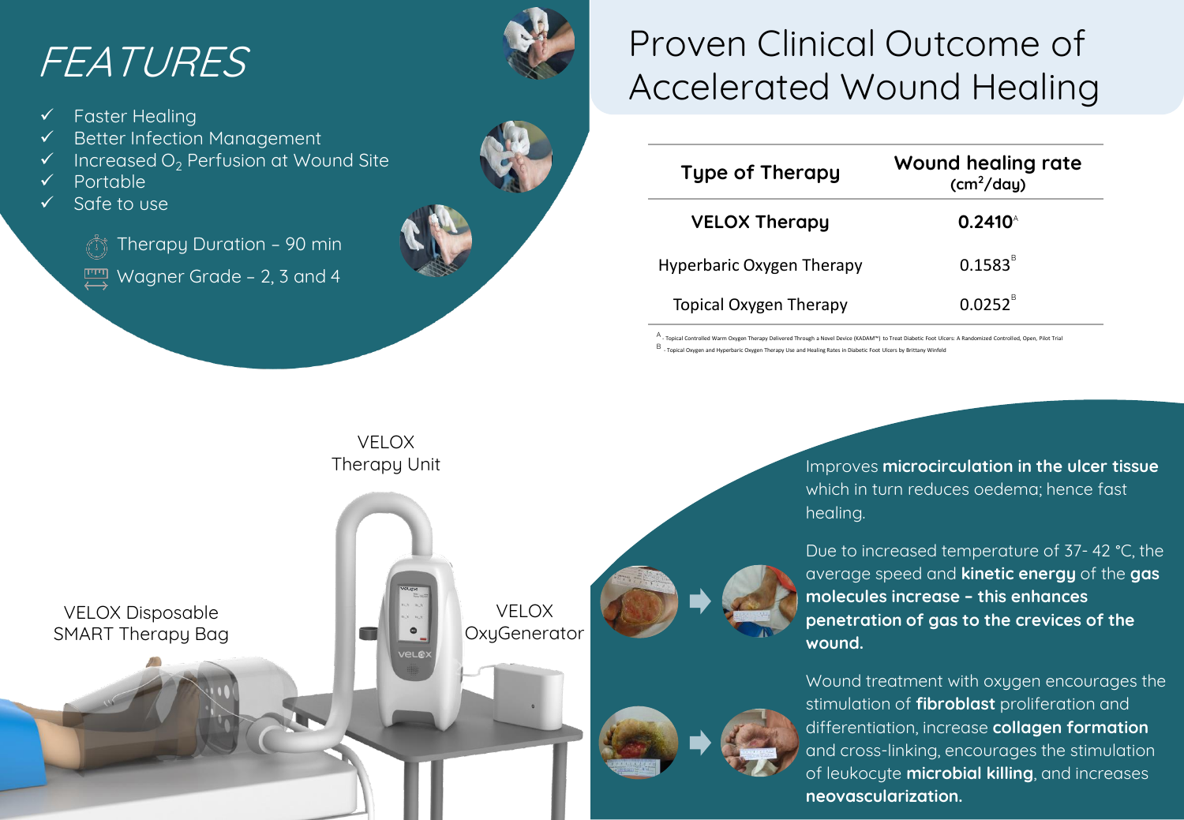# FEATURES

- ✓ Faster Healing
- ✓ Better Infection Management
- ✓ Increased $O_2$ Perfusion at Wound Site
- ✓ Portable
- ✓ Safe to use

Therapy Duration – 90 min

Wagner Grade – 2, 3 and 4

# Proven Clinical Outcome of Accelerated Wound Healing

| Type of Therapy | Wound healing rate ($cm^2$/day) |
|---|---|
| **VELOX Therapy** | **0.2410**[A] |
| Hyperbaric Oxygen Therapy | 0.1583[B] |
| Topical Oxygen Therapy | 0.0252[B] |

A - Topical Controlled Warm Oxygen Therapy Delivered Through a Novel Device (KADAM™) to Treat Diabetic Foot Ulcers: A Randomized Controlled, Open, Pilot Trial

B - Topical Oxygen and Hyperbaric Oxygen Therapy Use and Healing Rates in Diabetic Foot Ulcers by Brittany Winfeld

VELOX Therapy Unit

VELOX Disposable SMART Therapy Bag

VELOX OxyGenerator

Improves **microcirculation in the ulcer tissue** which in turn reduces oedema; hence fast healing.

Due to increased temperature of 37- 42 °C, the average speed and **kinetic energy** of the **gas molecules increase – this enhances penetration of gas to the crevices of the wound.**

Wound treatment with oxygen encourages the stimulation of **fibroblast** proliferation and differentiation, increase **collagen formation** and cross-linking, encourages the stimulation of leukocyte **microbial killing**, and increases **neovascularization.**